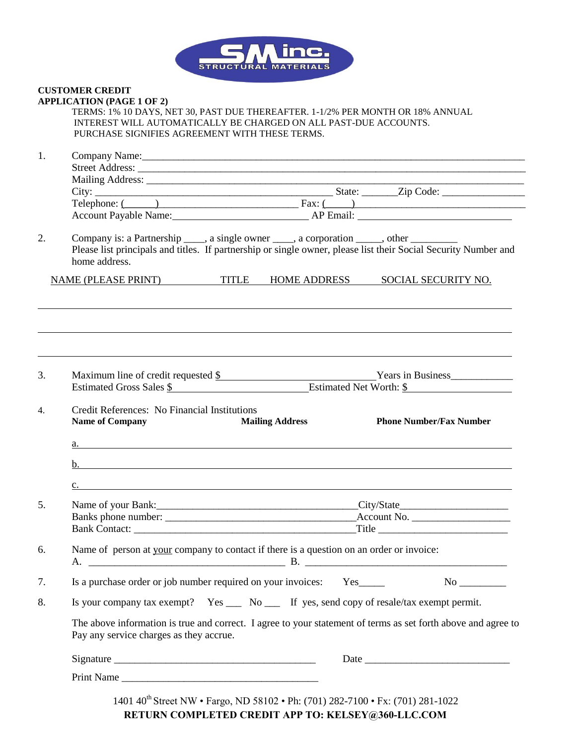SM inc. STRUCTURAL MATERIALS

**CUSTOMER CREDIT APPLICATION (PAGE 1 OF 2)**

TERMS: 1% 10 DAYS, NET 30, PAST DUE THEREAFTER. 1-1/2% PER MONTH OR 18% ANNUAL INTEREST WILL AUTOMATICALLY BE CHARGED ON ALL PAST-DUE ACCOUNTS. PURCHASE SIGNIFIES AGREEMENT WITH THESE TERMS.

1. Company Name: ______________________________
   Street Address: ______________________________
   Mailing Address: ______________________________
   City: ______________________ State: _______ Zip Code: ______________
   Telephone: (______) ______________________ Fax: (_____) ______________________
   Account Payable Name: ______________________ AP Email: ______________________

2. Company is: a Partnership ____, a single owner ____, a corporation _____, other _________
   Please list principals and titles. If partnership or single owner, please list their Social Security Number and home address.

| NAME (PLEASE PRINT) | TITLE | HOME ADDRESS | SOCIAL SECURITY NO. |
|---|---|---|---|
| | | | |
| | | | |
| | | | |

3. Maximum line of credit requested $______________________ Years in Business____________
   Estimated Gross Sales $______________________ Estimated Net Worth: $______________________

4. Credit References: No Financial Institutions

| | Name of Company | Mailing Address | Phone Number/Fax Number |
|---|---|---|---|
| a. | | | |
| b. | | | |
| c. | | | |

5. Name of your Bank: ______________________ City/State ______________________
   Banks phone number: ______________________ Account No. ______________________
   Bank Contact: ______________________ Title ______________________

6. Name of person at your company to contact if there is a question on an order or invoice:
   A. ______________________ B. ______________________

7. Is a purchase order or job number required on your invoices: Yes_____ No _________

8. Is your company tax exempt? Yes ___ No ___ If yes, send copy of resale/tax exempt permit.

The above information is true and correct. I agree to your statement of terms as set forth above and agree to Pay any service charges as they accrue.

Signature ______________________ Date ______________________

Print Name ______________________

1401 40th Street NW • Fargo, ND 58102 • Ph: (701) 282-7100 • Fx: (701) 281-1022

**RETURN COMPLETED CREDIT APP TO: KELSEY@360-LLC.COM**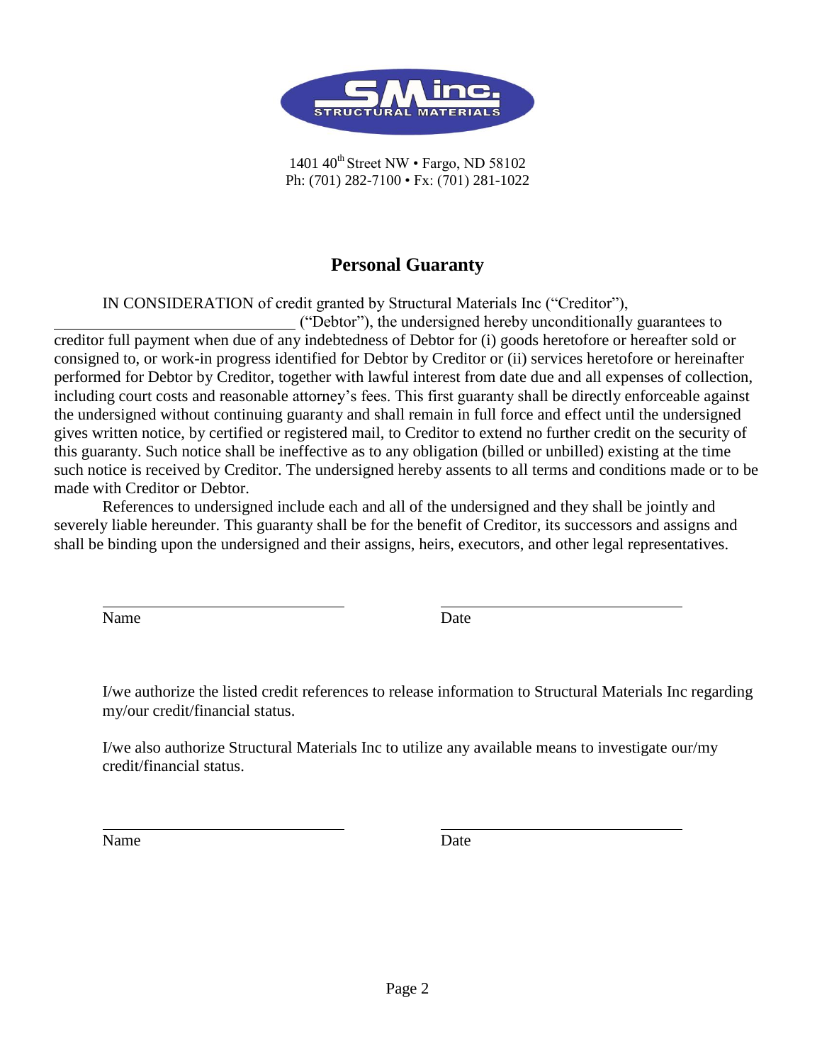SM inc. STRUCTURAL MATERIALS

1401 40th Street NW • Fargo, ND 58102
Ph: (701) 282-7100 • Fx: (701) 281-1022

## Personal Guaranty

IN CONSIDERATION of credit granted by Structural Materials Inc ("Creditor"), ______________________________ ("Debtor"), the undersigned hereby unconditionally guarantees to creditor full payment when due of any indebtedness of Debtor for (i) goods heretofore or hereafter sold or consigned to, or work-in progress identified for Debtor by Creditor or (ii) services heretofore or hereinafter performed for Debtor by Creditor, together with lawful interest from date due and all expenses of collection, including court costs and reasonable attorney's fees. This first guaranty shall be directly enforceable against the undersigned without continuing guaranty and shall remain in full force and effect until the undersigned gives written notice, by certified or registered mail, to Creditor to extend no further credit on the security of this guaranty. Such notice shall be ineffective as to any obligation (billed or unbilled) existing at the time such notice is received by Creditor. The undersigned hereby assents to all terms and conditions made or to be made with Creditor or Debtor.

References to undersigned include each and all of the undersigned and they shall be jointly and severely liable hereunder. This guaranty shall be for the benefit of Creditor, its successors and assigns and shall be binding upon the undersigned and their assigns, heirs, executors, and other legal representatives.

______________________________ ______________________________
Name Date

I/we authorize the listed credit references to release information to Structural Materials Inc regarding my/our credit/financial status.

I/we also authorize Structural Materials Inc to utilize any available means to investigate our/my credit/financial status.

______________________________ ______________________________
Name Date